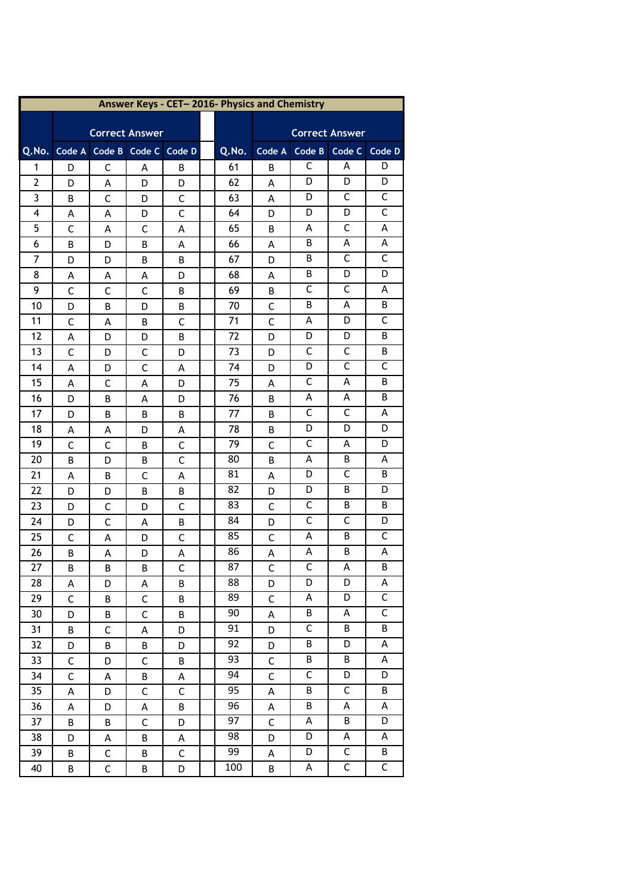| Answer Keys - CET– 2016- Physics and Chemistry | | | | | | | | | | | |
|---|---|---|---|---|---|---|---|---|---|---|---|
| | Correct Answer | | | | | | Correct Answer | | | | |
| Q.No. | Code A | Code B | Code C | Code D | | Q.No. | Code A | Code B | Code C | Code D | |
| 1 | D | C | A | B | | 61 | B | C | A | D | |
| 2 | D | A | D | D | | 62 | A | D | D | D | |
| 3 | B | C | D | C | | 63 | A | D | C | C | |
| 4 | A | A | D | C | | 64 | D | D | D | C | |
| 5 | C | A | C | A | | 65 | B | A | C | A | |
| 6 | B | D | B | A | | 66 | A | B | A | A | |
| 7 | D | D | B | B | | 67 | D | B | C | C | |
| 8 | A | A | A | D | | 68 | A | B | D | D | |
| 9 | C | C | C | B | | 69 | B | C | C | A | |
| 10 | D | B | D | B | | 70 | C | B | A | B | |
| 11 | C | A | B | C | | 71 | C | A | D | C | |
| 12 | A | D | D | B | | 72 | D | D | D | B | |
| 13 | C | D | C | D | | 73 | D | C | C | B | |
| 14 | A | D | C | A | | 74 | D | D | C | C | |
| 15 | A | C | A | D | | 75 | A | C | A | B | |
| 16 | D | B | A | D | | 76 | B | A | A | B | |
| 17 | D | B | B | B | | 77 | B | C | C | A | |
| 18 | A | A | D | A | | 78 | B | D | D | D | |
| 19 | C | C | B | C | | 79 | C | C | A | D | |
| 20 | B | D | B | C | | 80 | B | A | B | A | |
| 21 | A | B | C | A | | 81 | A | D | C | B | |
| 22 | D | D | B | B | | 82 | D | D | B | D | |
| 23 | D | C | D | C | | 83 | C | C | B | B | |
| 24 | D | C | A | B | | 84 | D | C | C | D | |
| 25 | C | A | D | C | | 85 | C | A | B | C | |
| 26 | B | A | D | A | | 86 | A | A | B | A | |
| 27 | B | B | B | C | | 87 | C | C | A | B | |
| 28 | A | D | A | B | | 88 | D | D | D | A | |
| 29 | C | B | C | B | | 89 | C | A | D | C | |
| 30 | D | B | C | B | | 90 | A | B | A | C | |
| 31 | B | C | A | D | | 91 | D | C | B | B | |
| 32 | D | B | B | D | | 92 | D | B | D | A | |
| 33 | C | D | C | B | | 93 | C | B | B | A | |
| 34 | C | A | B | A | | 94 | C | C | D | D | |
| 35 | A | D | C | C | | 95 | A | B | C | B | |
| 36 | A | D | A | B | | 96 | A | B | A | A | |
| 37 | B | B | C | D | | 97 | C | A | B | D | |
| 38 | D | A | B | A | | 98 | D | D | A | A | |
| 39 | B | C | B | C | | 99 | A | D | C | B | |
| 40 | B | C | B | D | | 100 | B | A | C | C | |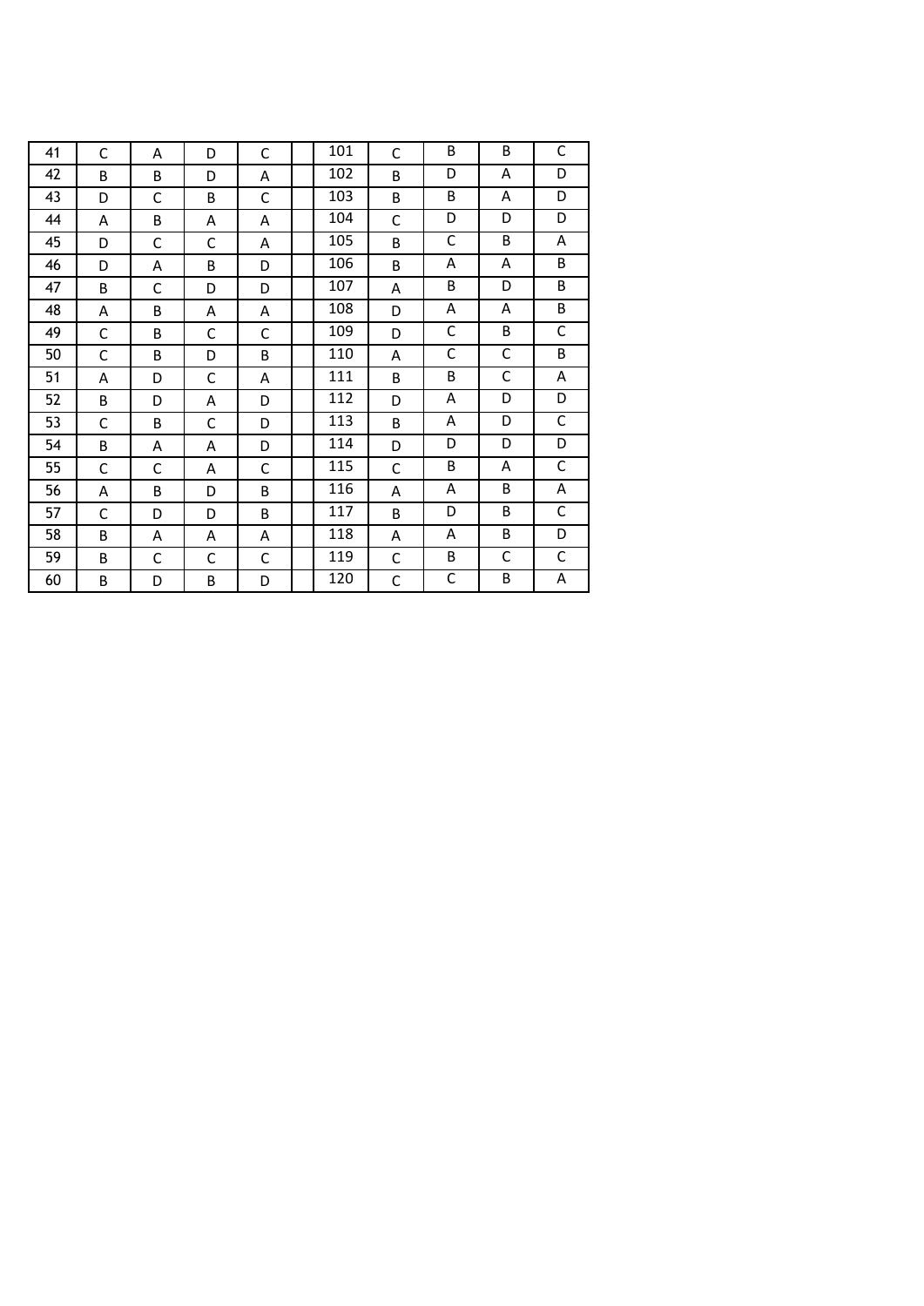| | | | | | | | | | | |
|---|---|---|---|---|---|---|---|---|---|---|
| 41 | C | A | D | C | | 101 | C | B | B | C |
| 42 | B | B | D | A | | 102 | B | D | A | D |
| 43 | D | C | B | C | | 103 | B | B | A | D |
| 44 | A | B | A | A | | 104 | C | D | D | D |
| 45 | D | C | C | A | | 105 | B | C | B | A |
| 46 | D | A | B | D | | 106 | B | A | A | B |
| 47 | B | C | D | D | | 107 | A | B | D | B |
| 48 | A | B | A | A | | 108 | D | A | A | B |
| 49 | C | B | C | C | | 109 | D | C | B | C |
| 50 | C | B | D | B | | 110 | A | C | C | B |
| 51 | A | D | C | A | | 111 | B | B | C | A |
| 52 | B | D | A | D | | 112 | D | A | D | D |
| 53 | C | B | C | D | | 113 | B | A | D | C |
| 54 | B | A | A | D | | 114 | D | D | D | D |
| 55 | C | C | A | C | | 115 | C | B | A | C |
| 56 | A | B | D | B | | 116 | A | A | B | A |
| 57 | C | D | D | B | | 117 | B | D | B | C |
| 58 | B | A | A | A | | 118 | A | A | B | D |
| 59 | B | C | C | C | | 119 | C | B | C | C |
| 60 | B | D | B | D | | 120 | C | C | B | A |